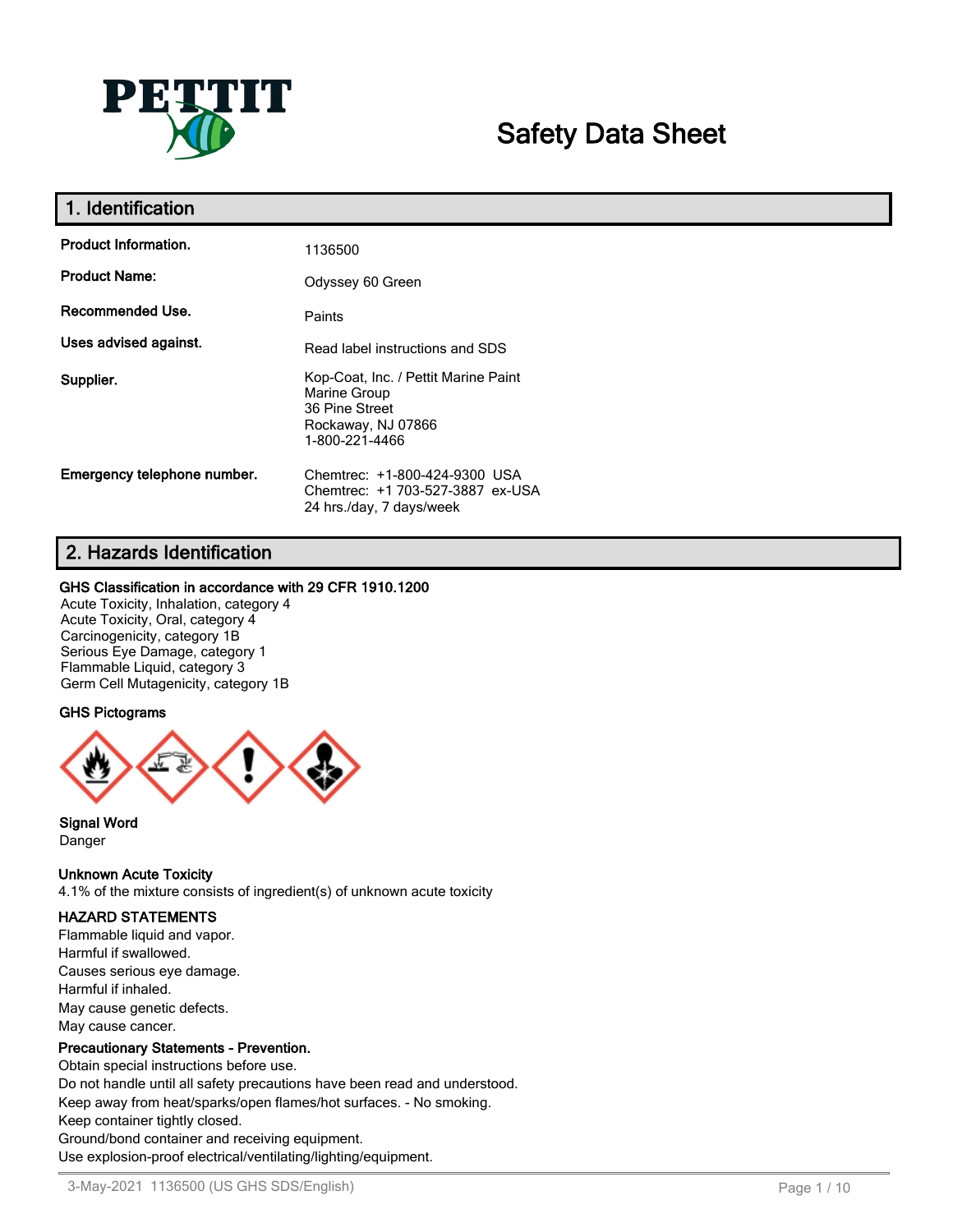# Safety Data Sheet

## 1. Identification

| | |
|---|---|
| **Product Information.** | 1136500 |
| **Product Name:** | Odyssey 60 Green |
| **Recommended Use.** | Paints |
| **Uses advised against.** | Read label instructions and SDS |
| **Supplier.** | Kop-Coat, Inc. / Pettit Marine Paint<br>Marine Group<br>36 Pine Street<br>Rockaway, NJ 07866<br>1-800-221-4466 |
| **Emergency telephone number.** | Chemtrec: +1-800-424-9300 USA<br>Chemtrec: +1 703-527-3887 ex-USA<br>24 hrs./day, 7 days/week |

## 2. Hazards Identification

**GHS Classification in accordance with 29 CFR 1910.1200**

Acute Toxicity, Inhalation, category 4
Acute Toxicity, Oral, category 4
Carcinogenicity, category 1B
Serious Eye Damage, category 1
Flammable Liquid, category 3
Germ Cell Mutagenicity, category 1B

**GHS Pictograms**

**Signal Word**

Danger

**Unknown Acute Toxicity**

4.1% of the mixture consists of ingredient(s) of unknown acute toxicity

**HAZARD STATEMENTS**

Flammable liquid and vapor.
Harmful if swallowed.
Causes serious eye damage.
Harmful if inhaled.
May cause genetic defects.
May cause cancer.

**Precautionary Statements - Prevention.**

Obtain special instructions before use.
Do not handle until all safety precautions have been read and understood.
Keep away from heat/sparks/open flames/hot surfaces. - No smoking.
Keep container tightly closed.
Ground/bond container and receiving equipment.
Use explosion-proof electrical/ventilating/lighting/equipment.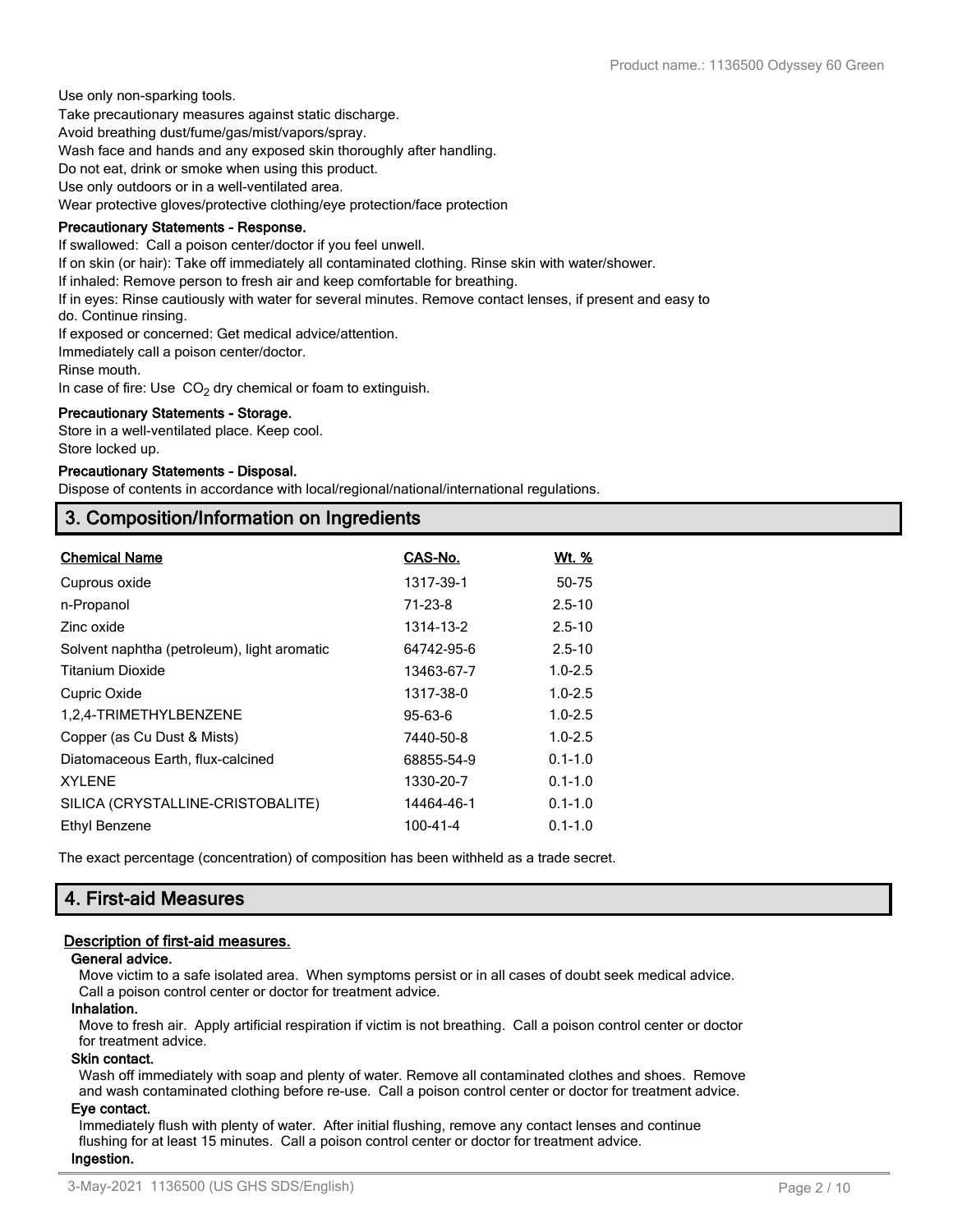Use only non-sparking tools.
Take precautionary measures against static discharge.
Avoid breathing dust/fume/gas/mist/vapors/spray.
Wash face and hands and any exposed skin thoroughly after handling.
Do not eat, drink or smoke when using this product.
Use only outdoors or in a well-ventilated area.
Wear protective gloves/protective clothing/eye protection/face protection

**Precautionary Statements - Response.**

If swallowed: Call a poison center/doctor if you feel unwell.
If on skin (or hair): Take off immediately all contaminated clothing. Rinse skin with water/shower.
If inhaled: Remove person to fresh air and keep comfortable for breathing.
If in eyes: Rinse cautiously with water for several minutes. Remove contact lenses, if present and easy to do. Continue rinsing.
If exposed or concerned: Get medical advice/attention.
Immediately call a poison center/doctor.
Rinse mouth.
In case of fire: Use $CO_2$ dry chemical or foam to extinguish.

**Precautionary Statements - Storage.**

Store in a well-ventilated place. Keep cool.
Store locked up.

**Precautionary Statements - Disposal.**

Dispose of contents in accordance with local/regional/national/international regulations.

## 3. Composition/Information on Ingredients

| Chemical Name | CAS-No. | Wt. % |
|---|---|---|
| Cuprous oxide | 1317-39-1 | 50-75 |
| n-Propanol | 71-23-8 | 2.5-10 |
| Zinc oxide | 1314-13-2 | 2.5-10 |
| Solvent naphtha (petroleum), light aromatic | 64742-95-6 | 2.5-10 |
| Titanium Dioxide | 13463-67-7 | 1.0-2.5 |
| Cupric Oxide | 1317-38-0 | 1.0-2.5 |
| 1,2,4-TRIMETHYLBENZENE | 95-63-6 | 1.0-2.5 |
| Copper (as Cu Dust & Mists) | 7440-50-8 | 1.0-2.5 |
| Diatomaceous Earth, flux-calcined | 68855-54-9 | 0.1-1.0 |
| XYLENE | 1330-20-7 | 0.1-1.0 |
| SILICA (CRYSTALLINE-CRISTOBALITE) | 14464-46-1 | 0.1-1.0 |
| Ethyl Benzene | 100-41-4 | 0.1-1.0 |

The exact percentage (concentration) of composition has been withheld as a trade secret.

## 4. First-aid Measures

### Description of first-aid measures.

**General advice.**

Move victim to a safe isolated area. When symptoms persist or in all cases of doubt seek medical advice. Call a poison control center or doctor for treatment advice.

**Inhalation.**

Move to fresh air. Apply artificial respiration if victim is not breathing. Call a poison control center or doctor for treatment advice.

**Skin contact.**

Wash off immediately with soap and plenty of water. Remove all contaminated clothes and shoes. Remove and wash contaminated clothing before re-use. Call a poison control center or doctor for treatment advice.

**Eye contact.**

Immediately flush with plenty of water. After initial flushing, remove any contact lenses and continue flushing for at least 15 minutes. Call a poison control center or doctor for treatment advice.

**Ingestion.**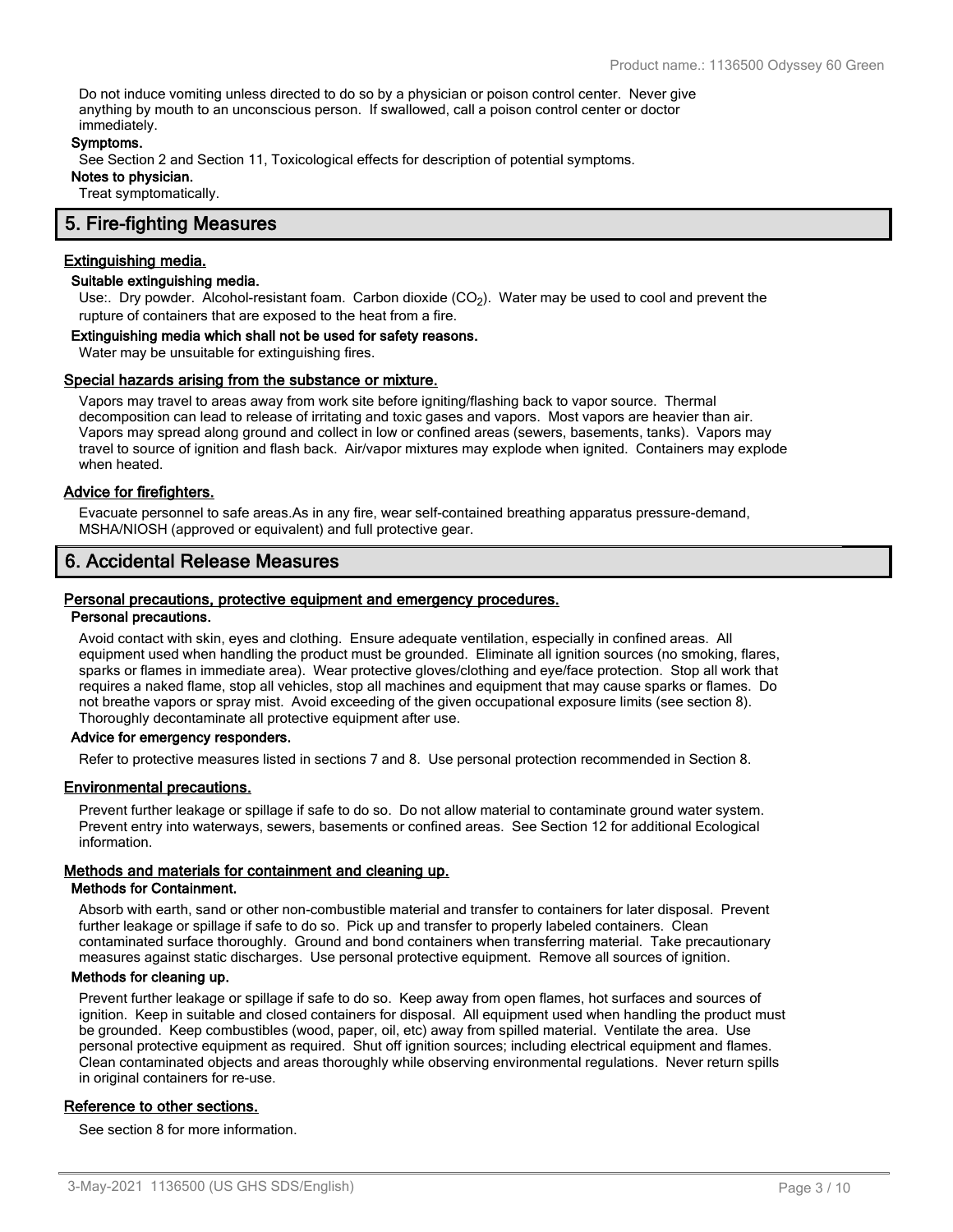Do not induce vomiting unless directed to do so by a physician or poison control center. Never give anything by mouth to an unconscious person. If swallowed, call a poison control center or doctor immediately.

**Symptoms.**

See Section 2 and Section 11, Toxicological effects for description of potential symptoms.

**Notes to physician.**

Treat symptomatically.

## 5. Fire-fighting Measures

### Extinguishing media.

**Suitable extinguishing media.**

Use:. Dry powder. Alcohol-resistant foam. Carbon dioxide ($CO_2$). Water may be used to cool and prevent the rupture of containers that are exposed to the heat from a fire.

**Extinguishing media which shall not be used for safety reasons.**

Water may be unsuitable for extinguishing fires.

### Special hazards arising from the substance or mixture.

Vapors may travel to areas away from work site before igniting/flashing back to vapor source. Thermal decomposition can lead to release of irritating and toxic gases and vapors. Most vapors are heavier than air. Vapors may spread along ground and collect in low or confined areas (sewers, basements, tanks). Vapors may travel to source of ignition and flash back. Air/vapor mixtures may explode when ignited. Containers may explode when heated.

### Advice for firefighters.

Evacuate personnel to safe areas.As in any fire, wear self-contained breathing apparatus pressure-demand, MSHA/NIOSH (approved or equivalent) and full protective gear.

## 6. Accidental Release Measures

### Personal precautions, protective equipment and emergency procedures.

**Personal precautions.**

Avoid contact with skin, eyes and clothing. Ensure adequate ventilation, especially in confined areas. All equipment used when handling the product must be grounded. Eliminate all ignition sources (no smoking, flares, sparks or flames in immediate area). Wear protective gloves/clothing and eye/face protection. Stop all work that requires a naked flame, stop all vehicles, stop all machines and equipment that may cause sparks or flames. Do not breathe vapors or spray mist. Avoid exceeding of the given occupational exposure limits (see section 8). Thoroughly decontaminate all protective equipment after use.

**Advice for emergency responders.**

Refer to protective measures listed in sections 7 and 8. Use personal protection recommended in Section 8.

### Environmental precautions.

Prevent further leakage or spillage if safe to do so. Do not allow material to contaminate ground water system. Prevent entry into waterways, sewers, basements or confined areas. See Section 12 for additional Ecological information.

### Methods and materials for containment and cleaning up.

**Methods for Containment.**

Absorb with earth, sand or other non-combustible material and transfer to containers for later disposal. Prevent further leakage or spillage if safe to do so. Pick up and transfer to properly labeled containers. Clean contaminated surface thoroughly. Ground and bond containers when transferring material. Take precautionary measures against static discharges. Use personal protective equipment. Remove all sources of ignition.

**Methods for cleaning up.**

Prevent further leakage or spillage if safe to do so. Keep away from open flames, hot surfaces and sources of ignition. Keep in suitable and closed containers for disposal. All equipment used when handling the product must be grounded. Keep combustibles (wood, paper, oil, etc) away from spilled material. Ventilate the area. Use personal protective equipment as required. Shut off ignition sources; including electrical equipment and flames. Clean contaminated objects and areas thoroughly while observing environmental regulations. Never return spills in original containers for re-use.

### Reference to other sections.

See section 8 for more information.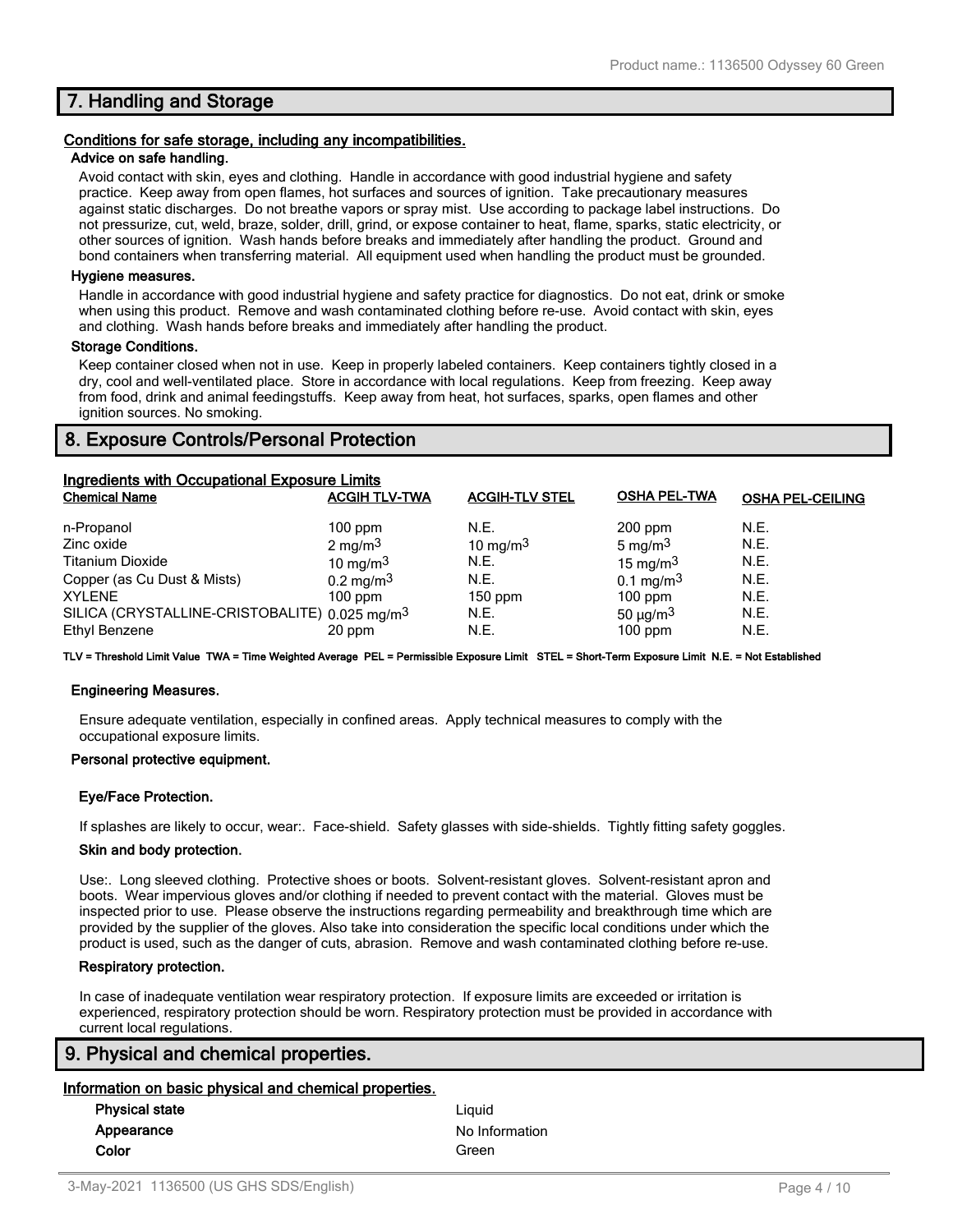## 7. Handling and Storage

**Conditions for safe storage, including any incompatibilities.**

**Advice on safe handling.**

Avoid contact with skin, eyes and clothing. Handle in accordance with good industrial hygiene and safety practice. Keep away from open flames, hot surfaces and sources of ignition. Take precautionary measures against static discharges. Do not breathe vapors or spray mist. Use according to package label instructions. Do not pressurize, cut, weld, braze, solder, drill, grind, or expose container to heat, flame, sparks, static electricity, or other sources of ignition. Wash hands before breaks and immediately after handling the product. Ground and bond containers when transferring material. All equipment used when handling the product must be grounded.

**Hygiene measures.**

Handle in accordance with good industrial hygiene and safety practice for diagnostics. Do not eat, drink or smoke when using this product. Remove and wash contaminated clothing before re-use. Avoid contact with skin, eyes and clothing. Wash hands before breaks and immediately after handling the product.

**Storage Conditions.**

Keep container closed when not in use. Keep in properly labeled containers. Keep containers tightly closed in a dry, cool and well-ventilated place. Store in accordance with local regulations. Keep from freezing. Keep away from food, drink and animal feedingstuffs. Keep away from heat, hot surfaces, sparks, open flames and other ignition sources. No smoking.

## 8. Exposure Controls/Personal Protection

**Ingredients with Occupational Exposure Limits**

| Chemical Name | ACGIH TLV-TWA | ACGIH-TLV STEL | OSHA PEL-TWA | OSHA PEL-CEILING |
|---|---|---|---|---|
| n-Propanol | 100 ppm | N.E. | 200 ppm | N.E. |
| Zinc oxide | 2 mg/m$^3$ | 10 mg/m$^3$ | 5 mg/m$^3$ | N.E. |
| Titanium Dioxide | 10 mg/m$^3$ | N.E. | 15 mg/m$^3$ | N.E. |
| Copper (as Cu Dust & Mists) | 0.2 mg/m$^3$ | N.E. | 0.1 mg/m$^3$ | N.E. |
| XYLENE | 100 ppm | 150 ppm | 100 ppm | N.E. |
| SILICA (CRYSTALLINE-CRISTOBALITE) | 0.025 mg/m$^3$ | N.E. | 50 µg/m$^3$ | N.E. |
| Ethyl Benzene | 20 ppm | N.E. | 100 ppm | N.E. |

**TLV = Threshold Limit Value TWA = Time Weighted Average PEL = Permissible Exposure Limit STEL = Short-Term Exposure Limit N.E. = Not Established**

**Engineering Measures.**

Ensure adequate ventilation, especially in confined areas. Apply technical measures to comply with the occupational exposure limits.

**Personal protective equipment.**

**Eye/Face Protection.**

If splashes are likely to occur, wear:. Face-shield. Safety glasses with side-shields. Tightly fitting safety goggles.

**Skin and body protection.**

Use:. Long sleeved clothing. Protective shoes or boots. Solvent-resistant gloves. Solvent-resistant apron and boots. Wear impervious gloves and/or clothing if needed to prevent contact with the material. Gloves must be inspected prior to use. Please observe the instructions regarding permeability and breakthrough time which are provided by the supplier of the gloves. Also take into consideration the specific local conditions under which the product is used, such as the danger of cuts, abrasion. Remove and wash contaminated clothing before re-use.

**Respiratory protection.**

In case of inadequate ventilation wear respiratory protection. If exposure limits are exceeded or irritation is experienced, respiratory protection should be worn. Respiratory protection must be provided in accordance with current local regulations.

## 9. Physical and chemical properties.

**Information on basic physical and chemical properties.**

| | |
|---|---|
| **Physical state** | Liquid |
| **Appearance** | No Information |
| **Color** | Green |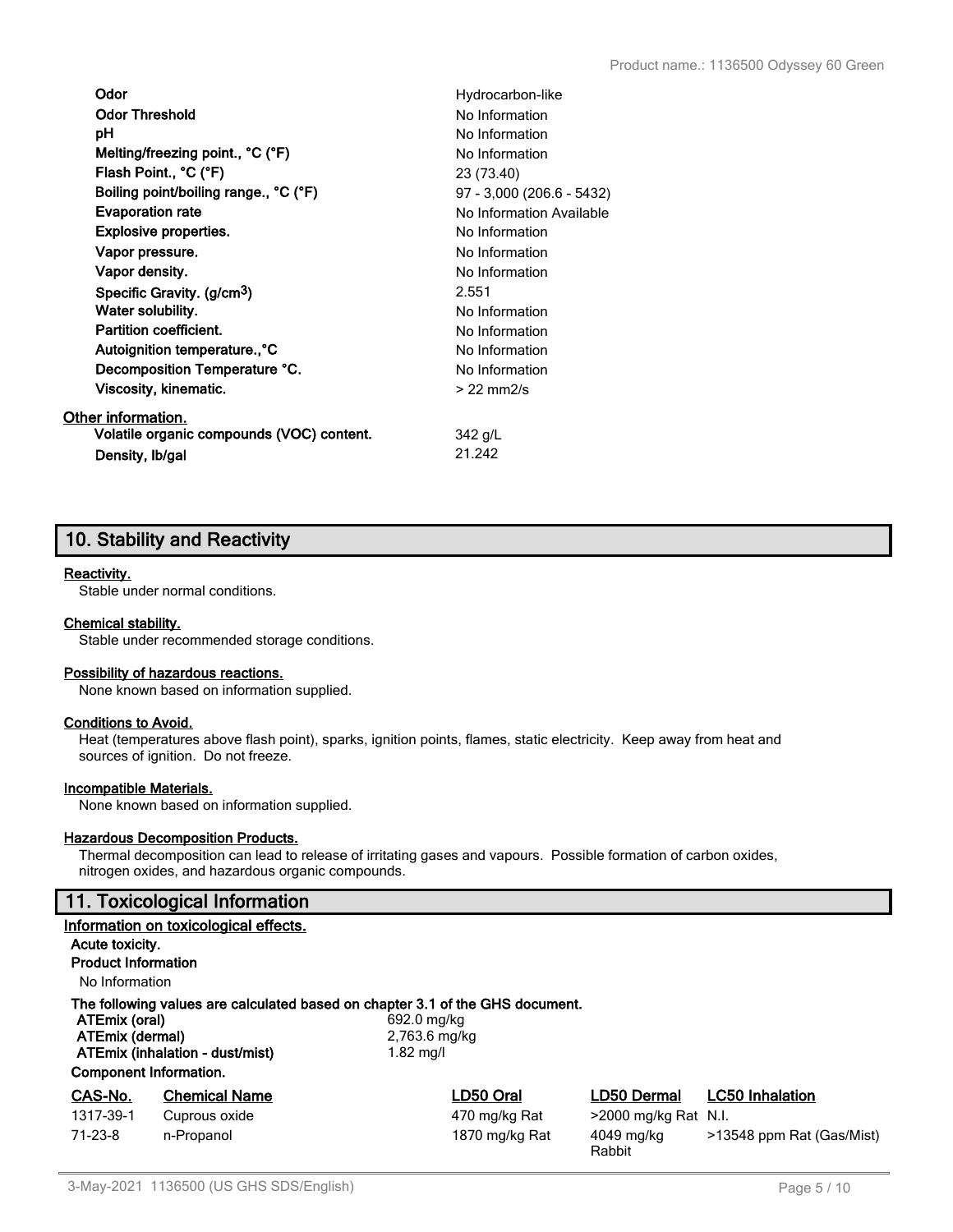| | |
|---|---|
| **Odor** | Hydrocarbon-like |
| **Odor Threshold** | No Information |
| **pH** | No Information |
| **Melting/freezing point., °C (°F)** | No Information |
| **Flash Point., °C (°F)** | 23 (73.40) |
| **Boiling point/boiling range., °C (°F)** | 97 - 3,000 (206.6 - 5432) |
| **Evaporation rate** | No Information Available |
| **Explosive properties.** | No Information |
| **Vapor pressure.** | No Information |
| **Vapor density.** | No Information |
| **Specific Gravity. (g/cm$^3$)** | 2.551 |
| **Water solubility.** | No Information |
| **Partition coefficient.** | No Information |
| **Autoignition temperature.,°C** | No Information |
| **Decomposition Temperature °C.** | No Information |
| **Viscosity, kinematic.** | > 22 mm2/s |

**Other information.**

| | |
|---|---|
| **Volatile organic compounds (VOC) content.** | 342 g/L |
| **Density, lb/gal** | 21.242 |

## 10. Stability and Reactivity

**Reactivity.**

Stable under normal conditions.

**Chemical stability.**

Stable under recommended storage conditions.

**Possibility of hazardous reactions.**

None known based on information supplied.

**Conditions to Avoid.**

Heat (temperatures above flash point), sparks, ignition points, flames, static electricity. Keep away from heat and sources of ignition. Do not freeze.

**Incompatible Materials.**

None known based on information supplied.

**Hazardous Decomposition Products.**

Thermal decomposition can lead to release of irritating gases and vapours. Possible formation of carbon oxides, nitrogen oxides, and hazardous organic compounds.

## 11. Toxicological Information

**Information on toxicological effects.**

**Acute toxicity.**

**Product Information**

No Information

**The following values are calculated based on chapter 3.1 of the GHS document.**

| | |
|---|---|
| **ATEmix (oral)** | 692.0 mg/kg |
| **ATEmix (dermal)** | 2,763.6 mg/kg |
| **ATEmix (inhalation - dust/mist)** | 1.82 mg/l |

**Component Information.**

| CAS-No. | Chemical Name | LD50 Oral | LD50 Dermal | LC50 Inhalation |
|---|---|---|---|---|
| 1317-39-1 | Cuprous oxide | 470 mg/kg Rat | >2000 mg/kg Rat | N.I. |
| 71-23-8 | n-Propanol | 1870 mg/kg Rat | 4049 mg/kg Rabbit | >13548 ppm Rat (Gas/Mist) |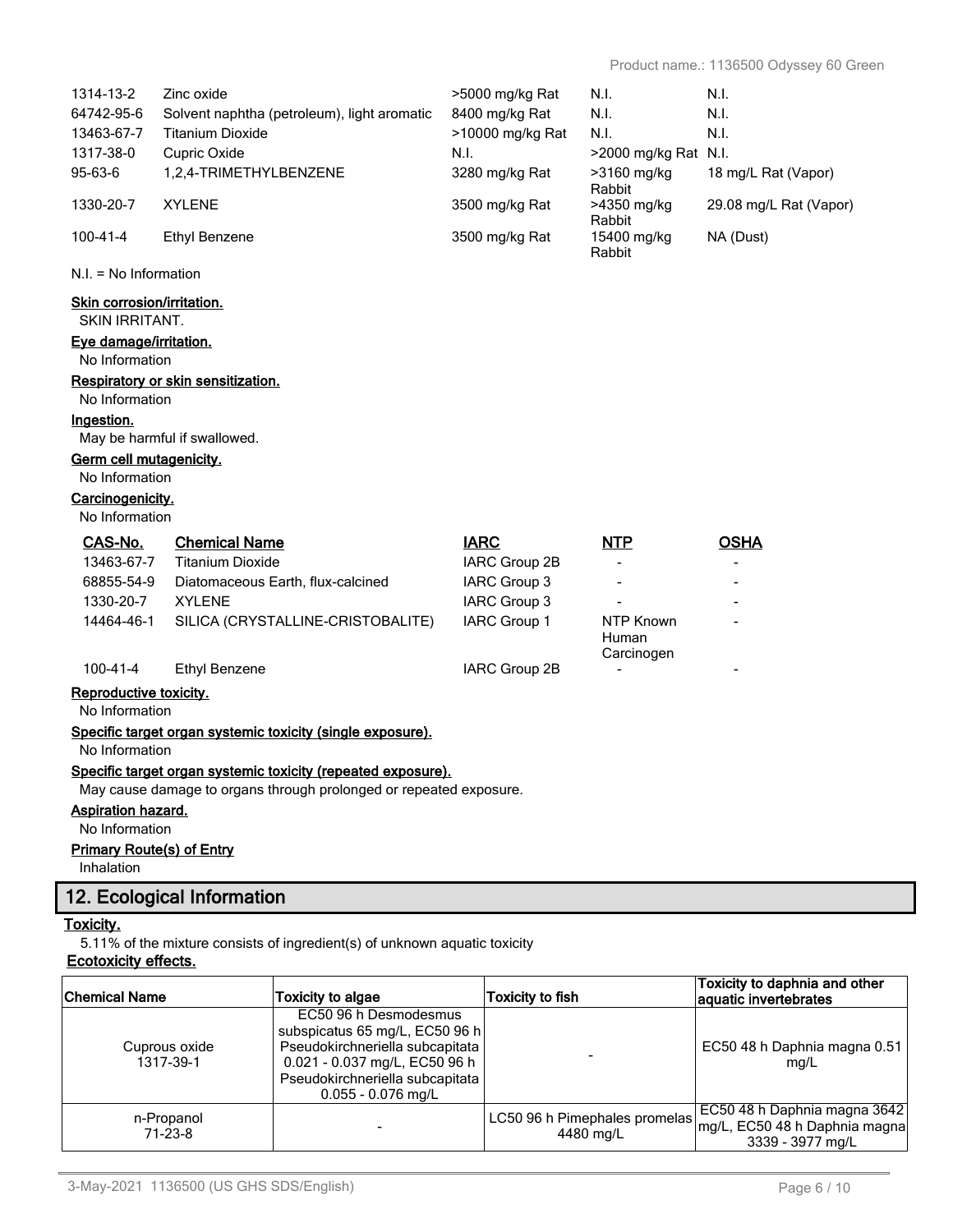| | | | | |
|---|---|---|---|---|
| 1314-13-2 | Zinc oxide | >5000 mg/kg Rat | N.I. | N.I. |
| 64742-95-6 | Solvent naphtha (petroleum), light aromatic | 8400 mg/kg Rat | N.I. | N.I. |
| 13463-67-7 | Titanium Dioxide | >10000 mg/kg Rat | N.I. | N.I. |
| 1317-38-0 | Cupric Oxide | N.I. | >2000 mg/kg Rat | N.I. |
| 95-63-6 | 1,2,4-TRIMETHYLBENZENE | 3280 mg/kg Rat | >3160 mg/kg Rabbit | 18 mg/L Rat (Vapor) |
| 1330-20-7 | XYLENE | 3500 mg/kg Rat | >4350 mg/kg Rabbit | 29.08 mg/L Rat (Vapor) |
| 100-41-4 | Ethyl Benzene | 3500 mg/kg Rat | 15400 mg/kg Rabbit | NA (Dust) |

N.I. = No Information

**Skin corrosion/irritation.**

SKIN IRRITANT.

**Eye damage/irritation.**

No Information

**Respiratory or skin sensitization.**

No Information

**Ingestion.**

May be harmful if swallowed.

**Germ cell mutagenicity.**

No Information

**Carcinogenicity.**

No Information

| CAS-No. | Chemical Name | IARC | NTP | OSHA |
|---|---|---|---|---|
| 13463-67-7 | Titanium Dioxide | IARC Group 2B | - | - |
| 68855-54-9 | Diatomaceous Earth, flux-calcined | IARC Group 3 | - | - |
| 1330-20-7 | XYLENE | IARC Group 3 | - | - |
| 14464-46-1 | SILICA (CRYSTALLINE-CRISTOBALITE) | IARC Group 1 | NTP Known Human Carcinogen | - |
| 100-41-4 | Ethyl Benzene | IARC Group 2B | - | - |

**Reproductive toxicity.**

No Information

**Specific target organ systemic toxicity (single exposure).**

No Information

**Specific target organ systemic toxicity (repeated exposure).**

May cause damage to organs through prolonged or repeated exposure.

**Aspiration hazard.**

No Information

**Primary Route(s) of Entry**

Inhalation

## 12. Ecological Information

**Toxicity.**

5.11% of the mixture consists of ingredient(s) of unknown aquatic toxicity

**Ecotoxicity effects.**

| Chemical Name | Toxicity to algae | Toxicity to fish | Toxicity to daphnia and other aquatic invertebrates |
|---|---|---|---|
| Cuprous oxide 1317-39-1 | EC50 96 h Desmodesmus subspicatus 65 mg/L, EC50 96 h Pseudokirchneriella subcapitata 0.021 - 0.037 mg/L, EC50 96 h Pseudokirchneriella subcapitata 0.055 - 0.076 mg/L | - | EC50 48 h Daphnia magna 0.51 mg/L |
| n-Propanol 71-23-8 | - | LC50 96 h Pimephales promelas 4480 mg/L | EC50 48 h Daphnia magna 3642 mg/L, EC50 48 h Daphnia magna 3339 - 3977 mg/L |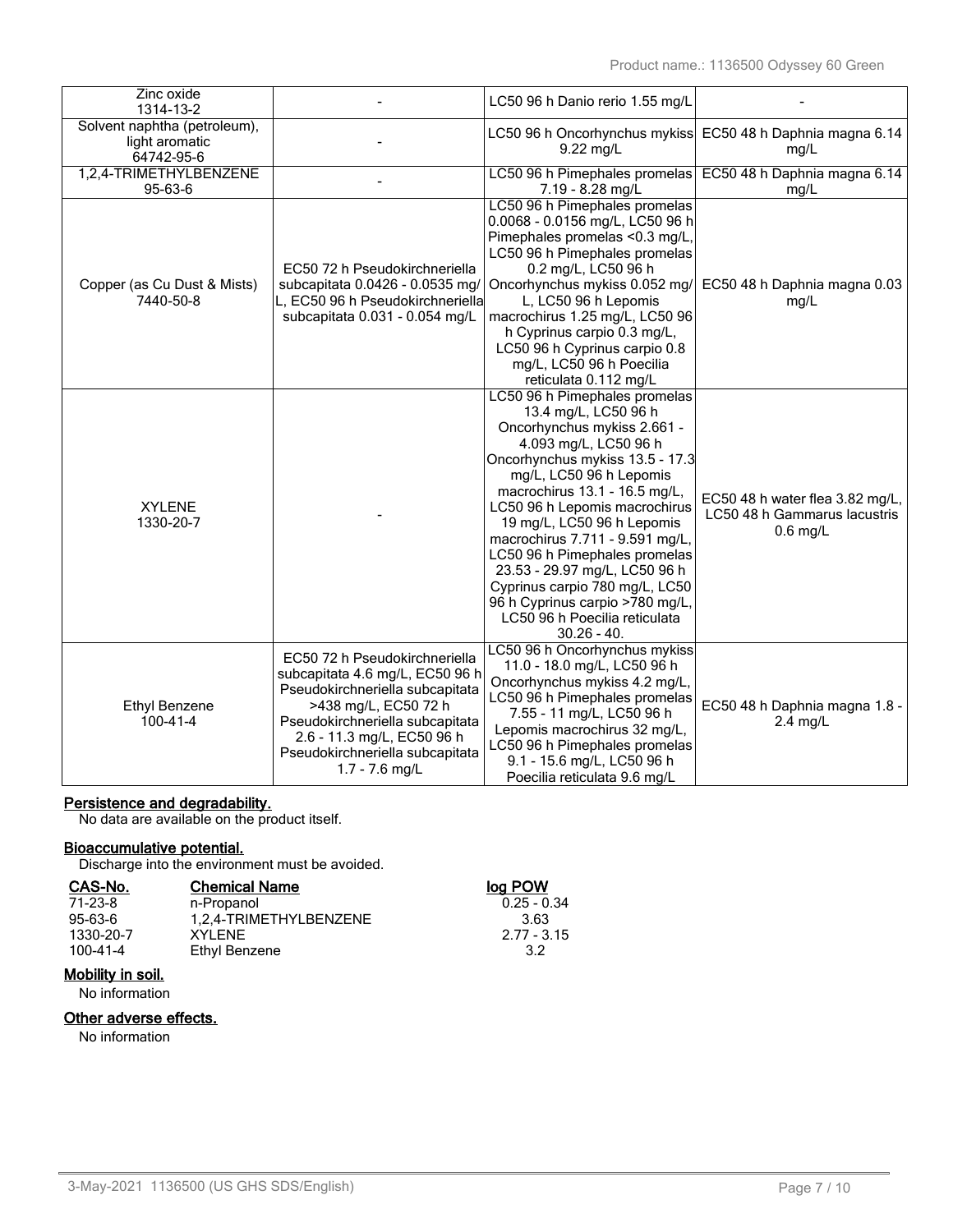| Zinc oxide 1314-13-2 | - | LC50 96 h Danio rerio 1.55 mg/L | - |
|---|---|---|---|
| Solvent naphtha (petroleum), light aromatic 64742-95-6 | - | LC50 96 h Oncorhynchus mykiss 9.22 mg/L | EC50 48 h Daphnia magna 6.14 mg/L |
| 1,2,4-TRIMETHYLBENZENE 95-63-6 | - | LC50 96 h Pimephales promelas 7.19 - 8.28 mg/L | EC50 48 h Daphnia magna 6.14 mg/L |
| Copper (as Cu Dust & Mists) 7440-50-8 | EC50 72 h Pseudokirchneriella subcapitata 0.0426 - 0.0535 mg/L, EC50 96 h Pseudokirchneriella subcapitata 0.031 - 0.054 mg/L | LC50 96 h Pimephales promelas 0.0068 - 0.0156 mg/L, LC50 96 h Pimephales promelas <0.3 mg/L, LC50 96 h Pimephales promelas 0.2 mg/L, LC50 96 h Oncorhynchus mykiss 0.052 mg/L, LC50 96 h Lepomis macrochirus 1.25 mg/L, LC50 96 h Cyprinus carpio 0.3 mg/L, LC50 96 h Cyprinus carpio 0.8 mg/L, LC50 96 h Poecilia reticulata 0.112 mg/L | EC50 48 h Daphnia magna 0.03 mg/L |
| XYLENE 1330-20-7 | - | LC50 96 h Pimephales promelas 13.4 mg/L, LC50 96 h Oncorhynchus mykiss 2.661 - 4.093 mg/L, LC50 96 h Oncorhynchus mykiss 13.5 - 17.3 mg/L, LC50 96 h Lepomis macrochirus 13.1 - 16.5 mg/L, LC50 96 h Lepomis macrochirus 19 mg/L, LC50 96 h Lepomis macrochirus 7.711 - 9.591 mg/L, LC50 96 h Pimephales promelas 23.53 - 29.97 mg/L, LC50 96 h Cyprinus carpio 780 mg/L, LC50 96 h Cyprinus carpio >780 mg/L, LC50 96 h Poecilia reticulata 30.26 - 40. | EC50 48 h water flea 3.82 mg/L, LC50 48 h Gammarus lacustris 0.6 mg/L |
| Ethyl Benzene 100-41-4 | EC50 72 h Pseudokirchneriella subcapitata 4.6 mg/L, EC50 96 h Pseudokirchneriella subcapitata >438 mg/L, EC50 72 h Pseudokirchneriella subcapitata 2.6 - 11.3 mg/L, EC50 96 h Pseudokirchneriella subcapitata 1.7 - 7.6 mg/L | LC50 96 h Oncorhynchus mykiss 11.0 - 18.0 mg/L, LC50 96 h Oncorhynchus mykiss 4.2 mg/L, LC50 96 h Pimephales promelas 7.55 - 11 mg/L, LC50 96 h Lepomis macrochirus 32 mg/L, LC50 96 h Pimephales promelas 9.1 - 15.6 mg/L, LC50 96 h Poecilia reticulata 9.6 mg/L | EC50 48 h Daphnia magna 1.8 - 2.4 mg/L |

**Persistence and degradability.**

No data are available on the product itself.

**Bioaccumulative potential.**

Discharge into the environment must be avoided.

| CAS-No. | Chemical Name | log POW |
|---|---|---|
| 71-23-8 | n-Propanol | 0.25 - 0.34 |
| 95-63-6 | 1,2,4-TRIMETHYLBENZENE | 3.63 |
| 1330-20-7 | XYLENE | 2.77 - 3.15 |
| 100-41-4 | Ethyl Benzene | 3.2 |

**Mobility in soil.**

No information

**Other adverse effects.**

No information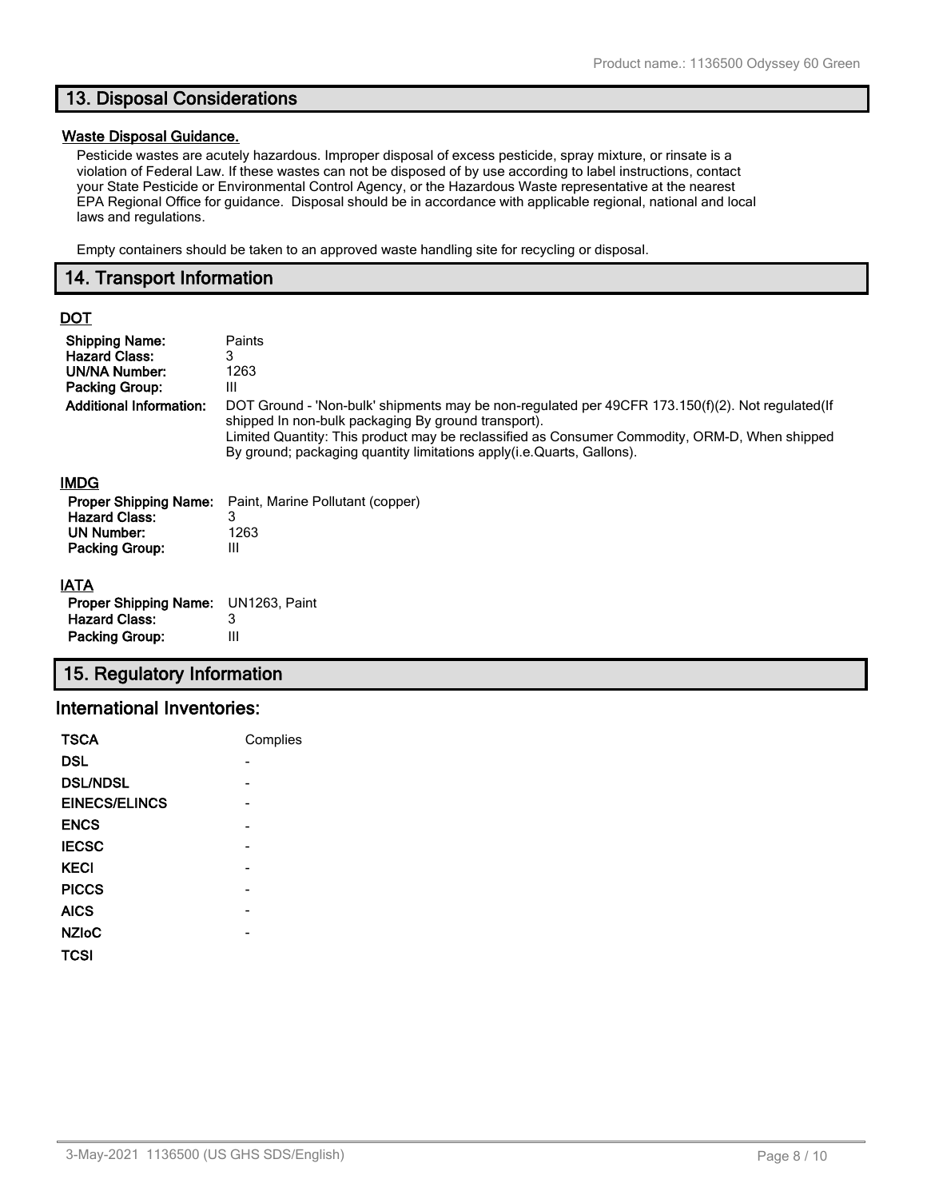## 13. Disposal Considerations

**Waste Disposal Guidance.**

Pesticide wastes are acutely hazardous. Improper disposal of excess pesticide, spray mixture, or rinsate is a violation of Federal Law. If these wastes can not be disposed of by use according to label instructions, contact your State Pesticide or Environmental Control Agency, or the Hazardous Waste representative at the nearest EPA Regional Office for guidance. Disposal should be in accordance with applicable regional, national and local laws and regulations.

Empty containers should be taken to an approved waste handling site for recycling or disposal.

## 14. Transport Information

**DOT**

| | |
|---|---|
| **Shipping Name:** | Paints |
| **Hazard Class:** | 3 |
| **UN/NA Number:** | 1263 |
| **Packing Group:** | III |
| **Additional Information:** | DOT Ground - 'Non-bulk' shipments may be non-regulated per 49CFR 173.150(f)(2). Not regulated(If shipped In non-bulk packaging By ground transport). Limited Quantity: This product may be reclassified as Consumer Commodity, ORM-D, When shipped By ground; packaging quantity limitations apply(i.e.Quarts, Gallons). |

**IMDG**

| | |
|---|---|
| **Proper Shipping Name:** | Paint, Marine Pollutant (copper) |
| **Hazard Class:** | 3 |
| **UN Number:** | 1263 |
| **Packing Group:** | III |

**IATA**

| | |
|---|---|
| **Proper Shipping Name:** | UN1263, Paint |
| **Hazard Class:** | 3 |
| **Packing Group:** | III |

## 15. Regulatory Information

### International Inventories:

| | |
|---|---|
| **TSCA** | Complies |
| **DSL** | - |
| **DSL/NDSL** | - |
| **EINECS/ELINCS** | - |
| **ENCS** | - |
| **IECSC** | - |
| **KECI** | - |
| **PICCS** | - |
| **AICS** | - |
| **NZIoC** | - |
| **TCSI** | |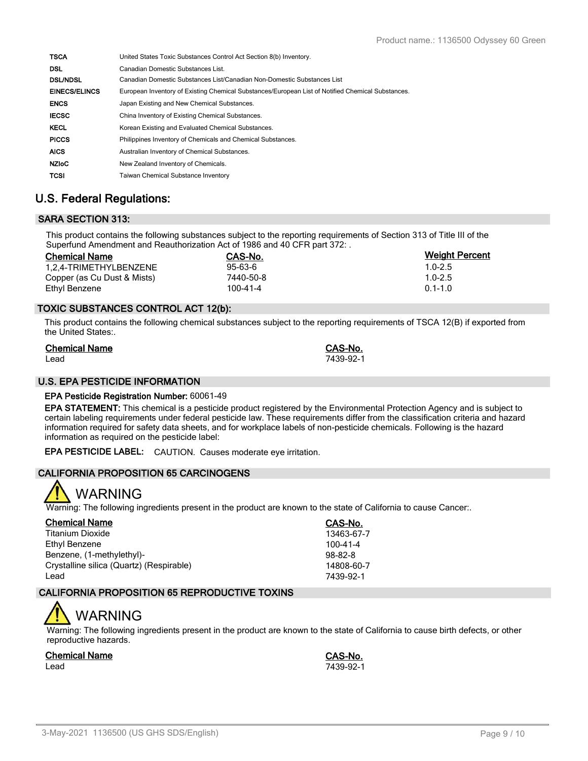| | |
|---|---|
| **TSCA** | United States Toxic Substances Control Act Section 8(b) Inventory. |
| **DSL** | Canadian Domestic Substances List. |
| **DSL/NDSL** | Canadian Domestic Substances List/Canadian Non-Domestic Substances List |
| **EINECS/ELINCS** | European Inventory of Existing Chemical Substances/European List of Notified Chemical Substances. |
| **ENCS** | Japan Existing and New Chemical Substances. |
| **IECSC** | China Inventory of Existing Chemical Substances. |
| **KECL** | Korean Existing and Evaluated Chemical Substances. |
| **PICCS** | Philippines Inventory of Chemicals and Chemical Substances. |
| **AICS** | Australian Inventory of Chemical Substances. |
| **NZIoC** | New Zealand Inventory of Chemicals. |
| **TCSI** | Taiwan Chemical Substance Inventory |

## U.S. Federal Regulations:

### SARA SECTION 313:

This product contains the following substances subject to the reporting requirements of Section 313 of Title III of the Superfund Amendment and Reauthorization Act of 1986 and 40 CFR part 372: .

| Chemical Name | CAS-No. | Weight Percent |
|---|---|---|
| 1,2,4-TRIMETHYLBENZENE | 95-63-6 | 1.0-2.5 |
| Copper (as Cu Dust & Mists) | 7440-50-8 | 1.0-2.5 |
| Ethyl Benzene | 100-41-4 | 0.1-1.0 |

### TOXIC SUBSTANCES CONTROL ACT 12(b):

This product contains the following chemical substances subject to the reporting requirements of TSCA 12(B) if exported from the United States:.

| Chemical Name | CAS-No. |
|---|---|
| Lead | 7439-92-1 |

### U.S. EPA PESTICIDE INFORMATION

**EPA Pesticide Registration Number:** 60061-49

**EPA STATEMENT:** This chemical is a pesticide product registered by the Environmental Protection Agency and is subject to certain labeling requirements under federal pesticide law. These requirements differ from the classification criteria and hazard information required for safety data sheets, and for workplace labels of non-pesticide chemicals. Following is the hazard information as required on the pesticide label:

**EPA PESTICIDE LABEL:** CAUTION. Causes moderate eye irritation.

### CALIFORNIA PROPOSITION 65 CARCINOGENS

WARNING

Warning: The following ingredients present in the product are known to the state of California to cause Cancer:.

| Chemical Name | CAS-No. |
|---|---|
| Titanium Dioxide | 13463-67-7 |
| Ethyl Benzene | 100-41-4 |
| Benzene, (1-methylethyl)- | 98-82-8 |
| Crystalline silica (Quartz) (Respirable) | 14808-60-7 |
| Lead | 7439-92-1 |

### CALIFORNIA PROPOSITION 65 REPRODUCTIVE TOXINS

WARNING

Warning: The following ingredients present in the product are known to the state of California to cause birth defects, or other reproductive hazards.

| Chemical Name | CAS-No. |
|---|---|
| Lead | 7439-92-1 |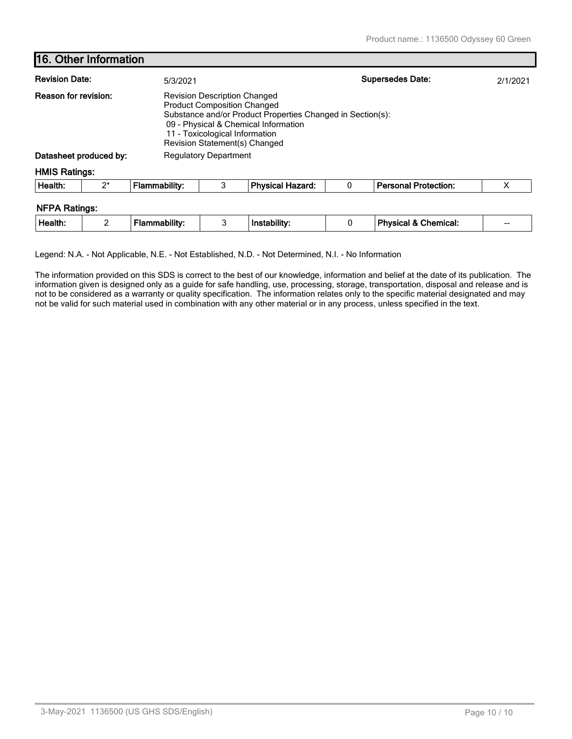## 16. Other Information

**Revision Date:** 5/3/2021 **Supersedes Date:** 2/1/2021

**Reason for revision:** Revision Description Changed
Product Composition Changed
Substance and/or Product Properties Changed in Section(s):
09 - Physical & Chemical Information
11 - Toxicological Information
Revision Statement(s) Changed

**Datasheet produced by:** Regulatory Department

**HMIS Ratings:**

| | | | | | | | |
|---|---|---|---|---|---|---|---|
| **Health:** | 2* | **Flammability:** | 3 | **Physical Hazard:** | 0 | **Personal Protection:** | X |

**NFPA Ratings:**

| | | | | | | | |
|---|---|---|---|---|---|---|---|
| **Health:** | 2 | **Flammability:** | 3 | **Instability:** | 0 | **Physical & Chemical:** | -- |

Legend: N.A. - Not Applicable, N.E. - Not Established, N.D. - Not Determined, N.I. - No Information

The information provided on this SDS is correct to the best of our knowledge, information and belief at the date of its publication. The information given is designed only as a guide for safe handling, use, processing, storage, transportation, disposal and release and is not to be considered as a warranty or quality specification. The information relates only to the specific material designated and may not be valid for such material used in combination with any other material or in any process, unless specified in the text.